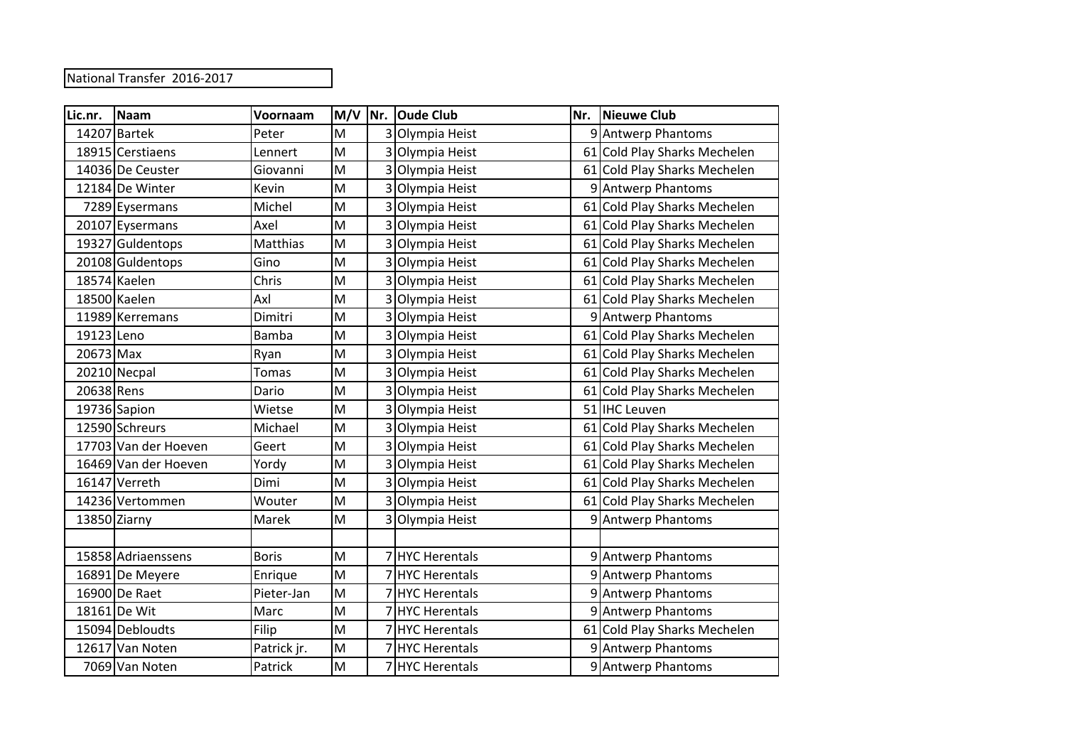National Transfer 2016-2017

| Lic.nr. | Naam | Voornaam | M/V | Nr. | Oude Club | Nr. | Nieuwe Club |
|---|---|---|---|---|---|---|---|
| 14207 | Bartek | Peter | M | 3 | Olympia Heist | 9 | Antwerp Phantoms |
| 18915 | Cerstiaens | Lennert | M | 3 | Olympia Heist | 61 | Cold Play Sharks Mechelen |
| 14036 | De Ceuster | Giovanni | M | 3 | Olympia Heist | 61 | Cold Play Sharks Mechelen |
| 12184 | De Winter | Kevin | M | 3 | Olympia Heist | 9 | Antwerp Phantoms |
| 7289 | Eysermans | Michel | M | 3 | Olympia Heist | 61 | Cold Play Sharks Mechelen |
| 20107 | Eysermans | Axel | M | 3 | Olympia Heist | 61 | Cold Play Sharks Mechelen |
| 19327 | Guldentops | Matthias | M | 3 | Olympia Heist | 61 | Cold Play Sharks Mechelen |
| 20108 | Guldentops | Gino | M | 3 | Olympia Heist | 61 | Cold Play Sharks Mechelen |
| 18574 | Kaelen | Chris | M | 3 | Olympia Heist | 61 | Cold Play Sharks Mechelen |
| 18500 | Kaelen | Axl | M | 3 | Olympia Heist | 61 | Cold Play Sharks Mechelen |
| 11989 | Kerremans | Dimitri | M | 3 | Olympia Heist | 9 | Antwerp Phantoms |
| 19123 | Leno | Bamba | M | 3 | Olympia Heist | 61 | Cold Play Sharks Mechelen |
| 20673 | Max | Ryan | M | 3 | Olympia Heist | 61 | Cold Play Sharks Mechelen |
| 20210 | Necpal | Tomas | M | 3 | Olympia Heist | 61 | Cold Play Sharks Mechelen |
| 20638 | Rens | Dario | M | 3 | Olympia Heist | 61 | Cold Play Sharks Mechelen |
| 19736 | Sapion | Wietse | M | 3 | Olympia Heist | 51 | IHC Leuven |
| 12590 | Schreurs | Michael | M | 3 | Olympia Heist | 61 | Cold Play Sharks Mechelen |
| 17703 | Van der Hoeven | Geert | M | 3 | Olympia Heist | 61 | Cold Play Sharks Mechelen |
| 16469 | Van der Hoeven | Yordy | M | 3 | Olympia Heist | 61 | Cold Play Sharks Mechelen |
| 16147 | Verreth | Dimi | M | 3 | Olympia Heist | 61 | Cold Play Sharks Mechelen |
| 14236 | Vertommen | Wouter | M | 3 | Olympia Heist | 61 | Cold Play Sharks Mechelen |
| 13850 | Ziarny | Marek | M | 3 | Olympia Heist | 9 | Antwerp Phantoms |
| | | | | | | | |
| 15858 | Adriaenssens | Boris | M | 7 | HYC Herentals | 9 | Antwerp Phantoms |
| 16891 | De Meyere | Enrique | M | 7 | HYC Herentals | 9 | Antwerp Phantoms |
| 16900 | De Raet | Pieter-Jan | M | 7 | HYC Herentals | 9 | Antwerp Phantoms |
| 18161 | De Wit | Marc | M | 7 | HYC Herentals | 9 | Antwerp Phantoms |
| 15094 | Debloudts | Filip | M | 7 | HYC Herentals | 61 | Cold Play Sharks Mechelen |
| 12617 | Van Noten | Patrick jr. | M | 7 | HYC Herentals | 9 | Antwerp Phantoms |
| 7069 | Van Noten | Patrick | M | 7 | HYC Herentals | 9 | Antwerp Phantoms |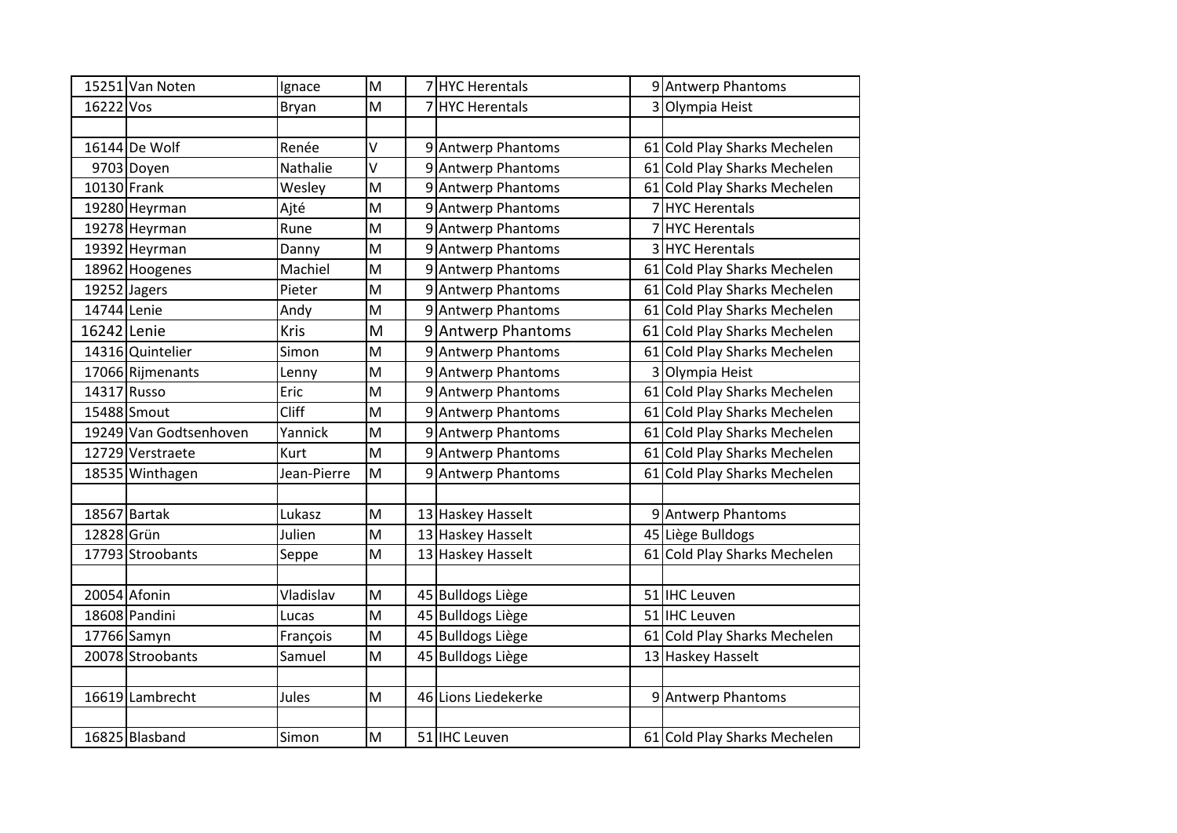| | | | | | | | |
|---|---|---|---|---|---|---|---|
| 15251 | Van Noten | Ignace | M | 7 | HYC Herentals | 9 | Antwerp Phantoms |
| 16222 | Vos | Bryan | M | 7 | HYC Herentals | 3 | Olympia Heist |
| | | | | | | | |
| 16144 | De Wolf | Renée | V | 9 | Antwerp Phantoms | 61 | Cold Play Sharks Mechelen |
| 9703 | Doyen | Nathalie | V | 9 | Antwerp Phantoms | 61 | Cold Play Sharks Mechelen |
| 10130 | Frank | Wesley | M | 9 | Antwerp Phantoms | 61 | Cold Play Sharks Mechelen |
| 19280 | Heyrman | Ajté | M | 9 | Antwerp Phantoms | 7 | HYC Herentals |
| 19278 | Heyrman | Rune | M | 9 | Antwerp Phantoms | 7 | HYC Herentals |
| 19392 | Heyrman | Danny | M | 9 | Antwerp Phantoms | 3 | HYC Herentals |
| 18962 | Hoogenes | Machiel | M | 9 | Antwerp Phantoms | 61 | Cold Play Sharks Mechelen |
| 19252 | Jagers | Pieter | M | 9 | Antwerp Phantoms | 61 | Cold Play Sharks Mechelen |
| 14744 | Lenie | Andy | M | 9 | Antwerp Phantoms | 61 | Cold Play Sharks Mechelen |
| 16242 | Lenie | Kris | M | 9 | Antwerp Phantoms | 61 | Cold Play Sharks Mechelen |
| 14316 | Quintelier | Simon | M | 9 | Antwerp Phantoms | 61 | Cold Play Sharks Mechelen |
| 17066 | Rijmenants | Lenny | M | 9 | Antwerp Phantoms | 3 | Olympia Heist |
| 14317 | Russo | Eric | M | 9 | Antwerp Phantoms | 61 | Cold Play Sharks Mechelen |
| 15488 | Smout | Cliff | M | 9 | Antwerp Phantoms | 61 | Cold Play Sharks Mechelen |
| 19249 | Van Godtsenhoven | Yannick | M | 9 | Antwerp Phantoms | 61 | Cold Play Sharks Mechelen |
| 12729 | Verstraete | Kurt | M | 9 | Antwerp Phantoms | 61 | Cold Play Sharks Mechelen |
| 18535 | Winthagen | Jean-Pierre | M | 9 | Antwerp Phantoms | 61 | Cold Play Sharks Mechelen |
| | | | | | | | |
| 18567 | Bartak | Lukasz | M | 13 | Haskey Hasselt | 9 | Antwerp Phantoms |
| 12828 | Grün | Julien | M | 13 | Haskey Hasselt | 45 | Liège Bulldogs |
| 17793 | Stroobants | Seppe | M | 13 | Haskey Hasselt | 61 | Cold Play Sharks Mechelen |
| | | | | | | | |
| 20054 | Afonin | Vladislav | M | 45 | Bulldogs Liège | 51 | IHC Leuven |
| 18608 | Pandini | Lucas | M | 45 | Bulldogs Liège | 51 | IHC Leuven |
| 17766 | Samyn | François | M | 45 | Bulldogs Liège | 61 | Cold Play Sharks Mechelen |
| 20078 | Stroobants | Samuel | M | 45 | Bulldogs Liège | 13 | Haskey Hasselt |
| | | | | | | | |
| 16619 | Lambrecht | Jules | M | 46 | Lions Liedekerke | 9 | Antwerp Phantoms |
| | | | | | | | |
| 16825 | Blasband | Simon | M | 51 | IHC Leuven | 61 | Cold Play Sharks Mechelen |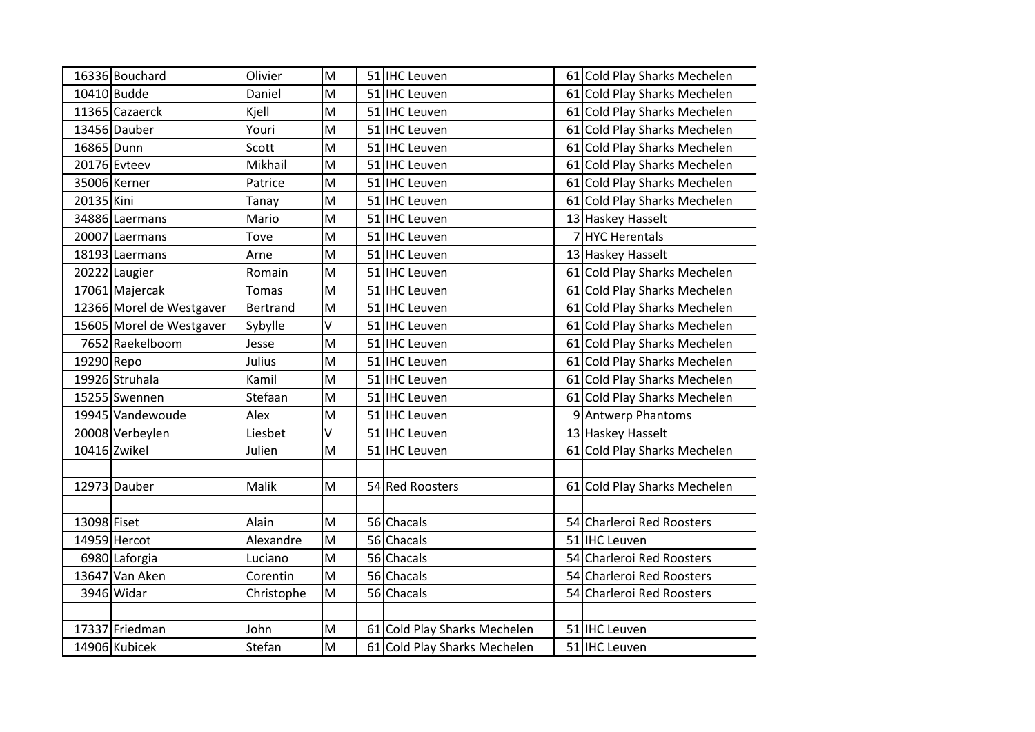| | | | | | | | |
|---|---|---|---|---|---|---|---|
| 16336 | Bouchard | Olivier | M | 51 | IHC Leuven | 61 | Cold Play Sharks Mechelen |
| 10410 | Budde | Daniel | M | 51 | IHC Leuven | 61 | Cold Play Sharks Mechelen |
| 11365 | Cazaerck | Kjell | M | 51 | IHC Leuven | 61 | Cold Play Sharks Mechelen |
| 13456 | Dauber | Youri | M | 51 | IHC Leuven | 61 | Cold Play Sharks Mechelen |
| 16865 | Dunn | Scott | M | 51 | IHC Leuven | 61 | Cold Play Sharks Mechelen |
| 20176 | Evteev | Mikhail | M | 51 | IHC Leuven | 61 | Cold Play Sharks Mechelen |
| 35006 | Kerner | Patrice | M | 51 | IHC Leuven | 61 | Cold Play Sharks Mechelen |
| 20135 | Kini | Tanay | M | 51 | IHC Leuven | 61 | Cold Play Sharks Mechelen |
| 34886 | Laermans | Mario | M | 51 | IHC Leuven | 13 | Haskey Hasselt |
| 20007 | Laermans | Tove | M | 51 | IHC Leuven | 7 | HYC Herentals |
| 18193 | Laermans | Arne | M | 51 | IHC Leuven | 13 | Haskey Hasselt |
| 20222 | Laugier | Romain | M | 51 | IHC Leuven | 61 | Cold Play Sharks Mechelen |
| 17061 | Majercak | Tomas | M | 51 | IHC Leuven | 61 | Cold Play Sharks Mechelen |
| 12366 | Morel de Westgaver | Bertrand | M | 51 | IHC Leuven | 61 | Cold Play Sharks Mechelen |
| 15605 | Morel de Westgaver | Sybylle | V | 51 | IHC Leuven | 61 | Cold Play Sharks Mechelen |
| 7652 | Raekelboom | Jesse | M | 51 | IHC Leuven | 61 | Cold Play Sharks Mechelen |
| 19290 | Repo | Julius | M | 51 | IHC Leuven | 61 | Cold Play Sharks Mechelen |
| 19926 | Struhala | Kamil | M | 51 | IHC Leuven | 61 | Cold Play Sharks Mechelen |
| 15255 | Swennen | Stefaan | M | 51 | IHC Leuven | 61 | Cold Play Sharks Mechelen |
| 19945 | Vandewoude | Alex | M | 51 | IHC Leuven | 9 | Antwerp Phantoms |
| 20008 | Verbeylen | Liesbet | V | 51 | IHC Leuven | 13 | Haskey Hasselt |
| 10416 | Zwikel | Julien | M | 51 | IHC Leuven | 61 | Cold Play Sharks Mechelen |
| | | | | | | | |
| 12973 | Dauber | Malik | M | 54 | Red Roosters | 61 | Cold Play Sharks Mechelen |
| | | | | | | | |
| 13098 | Fiset | Alain | M | 56 | Chacals | 54 | Charleroi Red Roosters |
| 14959 | Hercot | Alexandre | M | 56 | Chacals | 51 | IHC Leuven |
| 6980 | Laforgia | Luciano | M | 56 | Chacals | 54 | Charleroi Red Roosters |
| 13647 | Van Aken | Corentin | M | 56 | Chacals | 54 | Charleroi Red Roosters |
| 3946 | Widar | Christophe | M | 56 | Chacals | 54 | Charleroi Red Roosters |
| | | | | | | | |
| 17337 | Friedman | John | M | 61 | Cold Play Sharks Mechelen | 51 | IHC Leuven |
| 14906 | Kubicek | Stefan | M | 61 | Cold Play Sharks Mechelen | 51 | IHC Leuven |